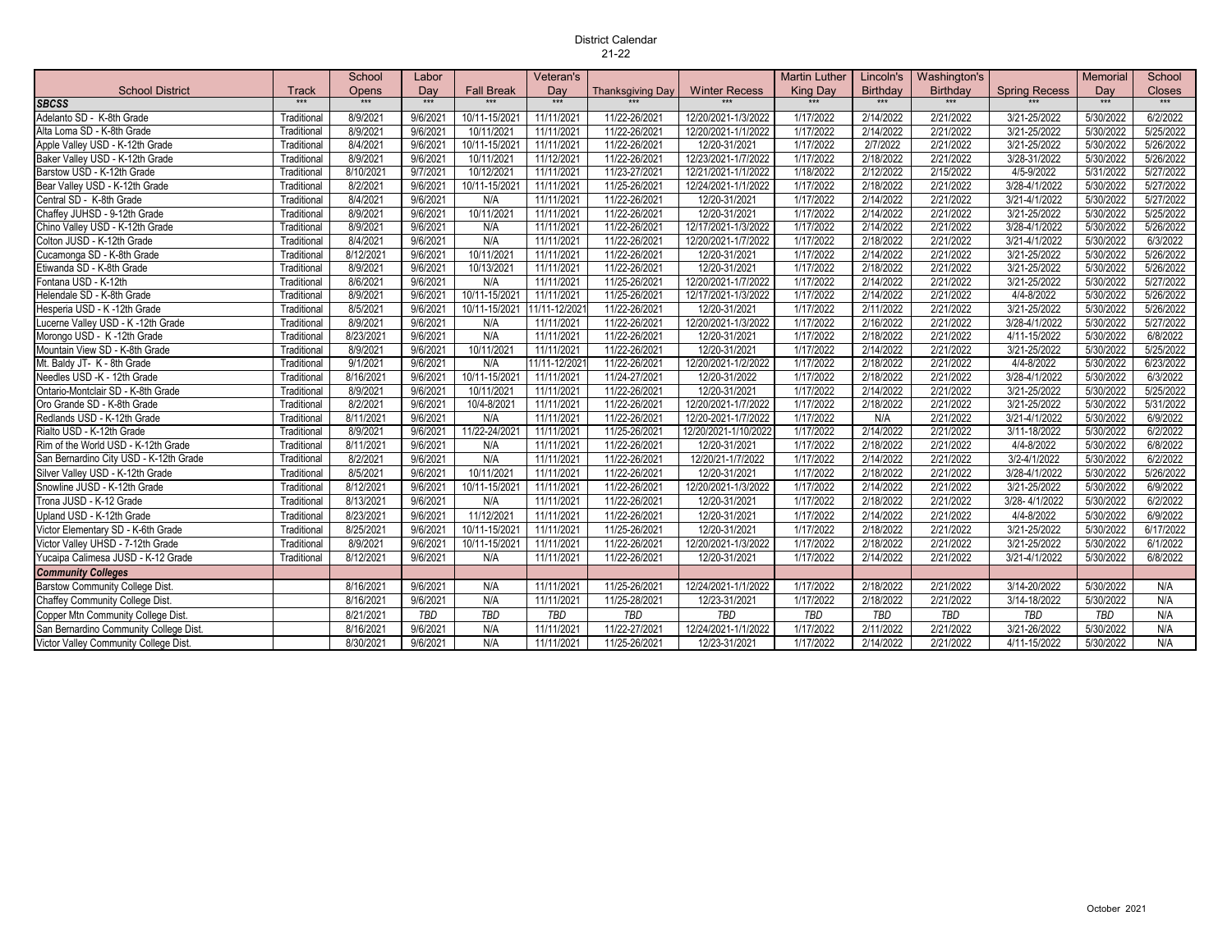# District Calendar
## 21-22

| School District | Track | School Opens | Labor Day | Fall Break | Veteran's Day | Thanksgiving Day | Winter Recess | Martin Luther King Day | Lincoln's Birthday | Washington's Birthday | Spring Recess | Memorial Day | School Closes |
|---|---|---|---|---|---|---|---|---|---|---|---|---|---|
| ***SBCSS*** | *** | *** | *** | *** | *** | *** | *** | *** | *** | *** | *** | *** | *** |
| Adelanto SD - K-8th Grade | Traditional | 8/9/2021 | 9/6/2021 | 10/11-15/2021 | 11/11/2021 | 11/22-26/2021 | 12/20/2021-1/3/2022 | 1/17/2022 | 2/14/2022 | 2/21/2022 | 3/21-25/2022 | 5/30/2022 | 6/2/2022 |
| Alta Loma SD - K-8th Grade | Traditional | 8/9/2021 | 9/6/2021 | 10/11/2021 | 11/11/2021 | 11/22-26/2021 | 12/20/2021-1/1/2022 | 1/17/2022 | 2/14/2022 | 2/21/2022 | 3/21-25/2022 | 5/30/2022 | 5/25/2022 |
| Apple Valley USD - K-12th Grade | Traditional | 8/4/2021 | 9/6/2021 | 10/11-15/2021 | 11/11/2021 | 11/22-26/2021 | 12/20-31/2021 | 1/17/2022 | 2/7/2022 | 2/21/2022 | 3/21-25/2022 | 5/30/2022 | 5/26/2022 |
| Baker Valley USD - K-12th Grade | Traditional | 8/9/2021 | 9/6/2021 | 10/11/2021 | 11/12/2021 | 11/22-26/2021 | 12/23/2021-1/7/2022 | 1/17/2022 | 2/18/2022 | 2/21/2022 | 3/28-31/2022 | 5/30/2022 | 5/26/2022 |
| Barstow USD - K-12th Grade | Traditional | 8/10/2021 | 9/7/2021 | 10/12/2021 | 11/11/2021 | 11/23-27/2021 | 12/21/2021-1/1/2022 | 1/18/2022 | 2/12/2022 | 2/15/2022 | 4/5-9/2022 | 5/31/2022 | 5/27/2022 |
| Bear Valley USD - K-12th Grade | Traditional | 8/2/2021 | 9/6/2021 | 10/11-15/2021 | 11/11/2021 | 11/25-26/2021 | 12/24/2021-1/1/2022 | 1/17/2022 | 2/18/2022 | 2/21/2022 | 3/28-4/1/2022 | 5/30/2022 | 5/27/2022 |
| Central SD - K-8th Grade | Traditional | 8/4/2021 | 9/6/2021 | N/A | 11/11/2021 | 11/22-26/2021 | 12/20-31/2021 | 1/17/2022 | 2/14/2022 | 2/21/2022 | 3/21-4/1/2022 | 5/30/2022 | 5/27/2022 |
| Chaffey JUHSD - 9-12th Grade | Traditional | 8/9/2021 | 9/6/2021 | 10/11/2021 | 11/11/2021 | 11/22-26/2021 | 12/20-31/2021 | 1/17/2022 | 2/14/2022 | 2/21/2022 | 3/21-25/2022 | 5/30/2022 | 5/25/2022 |
| Chino Valley USD - K-12th Grade | Traditional | 8/9/2021 | 9/6/2021 | N/A | 11/11/2021 | 11/22-26/2021 | 12/17/2021-1/3/2022 | 1/17/2022 | 2/14/2022 | 2/21/2022 | 3/28-4/1/2022 | 5/30/2022 | 5/26/2022 |
| Colton JUSD - K-12th Grade | Traditional | 8/4/2021 | 9/6/2021 | N/A | 11/11/2021 | 11/22-26/2021 | 12/20/2021-1/7/2022 | 1/17/2022 | 2/18/2022 | 2/21/2022 | 3/21-4/1/2022 | 5/30/2022 | 6/3/2022 |
| Cucamonga SD - K-8th Grade | Traditional | 8/12/2021 | 9/6/2021 | 10/11/2021 | 11/11/2021 | 11/22-26/2021 | 12/20-31/2021 | 1/17/2022 | 2/14/2022 | 2/21/2022 | 3/21-25/2022 | 5/30/2022 | 5/26/2022 |
| Etiwanda SD - K-8th Grade | Traditional | 8/9/2021 | 9/6/2021 | 10/13/2021 | 11/11/2021 | 11/22-26/2021 | 12/20-31/2021 | 1/17/2022 | 2/18/2022 | 2/21/2022 | 3/21-25/2022 | 5/30/2022 | 5/26/2022 |
| Fontana USD - K-12th | Traditional | 8/6/2021 | 9/6/2021 | N/A | 11/11/2021 | 11/25-26/2021 | 12/20/2021-1/7/2022 | 1/17/2022 | 2/14/2022 | 2/21/2022 | 3/21-25/2022 | 5/30/2022 | 5/27/2022 |
| Helendale SD - K-8th Grade | Traditional | 8/9/2021 | 9/6/2021 | 10/11-15/2021 | 11/11/2021 | 11/25-26/2021 | 12/17/2021-1/3/2022 | 1/17/2022 | 2/14/2022 | 2/21/2022 | 4/4-8/2022 | 5/30/2022 | 5/26/2022 |
| Hesperia USD - K -12th Grade | Traditional | 8/5/2021 | 9/6/2021 | 10/11-15/2021 | 11/11-12/2021 | 11/22-26/2021 | 12/20-31/2021 | 1/17/2022 | 2/11/2022 | 2/21/2022 | 3/21-25/2022 | 5/30/2022 | 5/26/2022 |
| Lucerne Valley USD - K -12th Grade | Traditional | 8/9/2021 | 9/6/2021 | N/A | 11/11/2021 | 11/22-26/2021 | 12/20/2021-1/3/2022 | 1/17/2022 | 2/16/2022 | 2/21/2022 | 3/28-4/1/2022 | 5/30/2022 | 5/27/2022 |
| Morongo USD - K -12th Grade | Traditional | 8/23/2021 | 9/6/2021 | N/A | 11/11/2021 | 11/22-26/2021 | 12/20-31/2021 | 1/17/2022 | 2/18/2022 | 2/21/2022 | 4/11-15/2022 | 5/30/2022 | 6/8/2022 |
| Mountain View SD - K-8th Grade | Traditional | 8/9/2021 | 9/6/2021 | 10/11/2021 | 11/11/2021 | 11/22-26/2021 | 12/20-31/2021 | 1/17/2022 | 2/14/2022 | 2/21/2022 | 3/21-25/2022 | 5/30/2022 | 5/25/2022 |
| Mt. Baldy JT- K - 8th Grade | Traditional | 9/1/2021 | 9/6/2021 | N/A | 11/11-12/2021 | 11/22-26/2021 | 12/20/2021-1/2/2022 | 1/17/2022 | 2/18/2022 | 2/21/2022 | 4/4-8/2022 | 5/30/2022 | 6/23/2022 |
| Needles USD -K - 12th Grade | Traditional | 8/16/2021 | 9/6/2021 | 10/11-15/2021 | 11/11/2021 | 11/24-27/2021 | 12/20-31/2022 | 1/17/2022 | 2/18/2022 | 2/21/2022 | 3/28-4/1/2022 | 5/30/2022 | 6/3/2022 |
| Ontario-Montclair SD - K-8th Grade | Traditional | 8/9/2021 | 9/6/2021 | 10/11/2021 | 11/11/2021 | 11/22-26/2021 | 12/20-31/2021 | 1/17/2022 | 2/14/2022 | 2/21/2022 | 3/21-25/2022 | 5/30/2022 | 5/25/2022 |
| Oro Grande SD - K-8th Grade | Traditional | 8/2/2021 | 9/6/2021 | 10/4-8/2021 | 11/11/2021 | 11/22-26/2021 | 12/20/2021-1/7/2022 | 1/17/2022 | 2/18/2022 | 2/21/2022 | 3/21-25/2022 | 5/30/2022 | 5/31/2022 |
| Redlands USD - K-12th Grade | Traditional | 8/11/2021 | 9/6/2021 | N/A | 11/11/2021 | 11/22-26/2021 | 12/20-2021-1/7/2022 | 1/17/2022 | N/A | 2/21/2022 | 3/21-4/1/2022 | 5/30/2022 | 6/9/2022 |
| Rialto USD - K-12th Grade | Traditional | 8/9/2021 | 9/6/2021 | 11/22-24/2021 | 11/11/2021 | 11/25-26/2021 | 12/20/2021-1/10/2022 | 1/17/2022 | 2/14/2022 | 2/21/2022 | 3/11-18/2022 | 5/30/2022 | 6/2/2022 |
| Rim of the World USD - K-12th Grade | Traditional | 8/11/2021 | 9/6/2021 | N/A | 11/11/2021 | 11/22-26/2021 | 12/20-31/2021 | 1/17/2022 | 2/18/2022 | 2/21/2022 | 4/4-8/2022 | 5/30/2022 | 6/8/2022 |
| San Bernardino City USD - K-12th Grade | Traditional | 8/2/2021 | 9/6/2021 | N/A | 11/11/2021 | 11/22-26/2021 | 12/20/21-1/7/2022 | 1/17/2022 | 2/14/2022 | 2/21/2022 | 3/2-4/1/2022 | 5/30/2022 | 6/2/2022 |
| Silver Valley USD - K-12th Grade | Traditional | 8/5/2021 | 9/6/2021 | 10/11/2021 | 11/11/2021 | 11/22-26/2021 | 12/20-31/2021 | 1/17/2022 | 2/18/2022 | 2/21/2022 | 3/28-4/1/2022 | 5/30/2022 | 5/26/2022 |
| Snowline JUSD - K-12th Grade | Traditional | 8/12/2021 | 9/6/2021 | 10/11-15/2021 | 11/11/2021 | 11/22-26/2021 | 12/20/2021-1/3/2022 | 1/17/2022 | 2/14/2022 | 2/21/2022 | 3/21-25/2022 | 5/30/2022 | 6/9/2022 |
| Trona JUSD - K-12 Grade | Traditional | 8/13/2021 | 9/6/2021 | N/A | 11/11/2021 | 11/22-26/2021 | 12/20-31/2021 | 1/17/2022 | 2/18/2022 | 2/21/2022 | 3/28- 4/1/2022 | 5/30/2022 | 6/2/2022 |
| Upland USD - K-12th Grade | Traditional | 8/23/2021 | 9/6/2021 | 11/12/2021 | 11/11/2021 | 11/22-26/2021 | 12/20-31/2021 | 1/17/2022 | 2/14/2022 | 2/21/2022 | 4/4-8/2022 | 5/30/2022 | 6/9/2022 |
| Victor Elementary SD - K-6th Grade | Traditional | 8/25/2021 | 9/6/2021 | 10/11-15/2021 | 11/11/2021 | 11/25-26/2021 | 12/20-31/2021 | 1/17/2022 | 2/18/2022 | 2/21/2022 | 3/21-25/2022 | 5/30/2022 | 6/17/2022 |
| Victor Valley UHSD - 7-12th Grade | Traditional | 8/9/2021 | 9/6/2021 | 10/11-15/2021 | 11/11/2021 | 11/22-26/2021 | 12/20/2021-1/3/2022 | 1/17/2022 | 2/18/2022 | 2/21/2022 | 3/21-25/2022 | 5/30/2022 | 6/1/2022 |
| Yucaipa Calimesa JUSD - K-12 Grade | Traditional | 8/12/2021 | 9/6/2021 | N/A | 11/11/2021 | 11/22-26/2021 | 12/20-31/2021 | 1/17/2022 | 2/14/2022 | 2/21/2022 | 3/21-4/1/2022 | 5/30/2022 | 6/8/2022 |
| ***Community Colleges*** | | | | | | | | | | | | | |
| Barstow Community College Dist. | | 8/16/2021 | 9/6/2021 | N/A | 11/11/2021 | 11/25-26/2021 | 12/24/2021-1/1/2022 | 1/17/2022 | 2/18/2022 | 2/21/2022 | 3/14-20/2022 | 5/30/2022 | N/A |
| Chaffey Community College Dist. | | 8/16/2021 | 9/6/2021 | N/A | 11/11/2021 | 11/25-28/2021 | 12/23-31/2021 | 1/17/2022 | 2/18/2022 | 2/21/2022 | 3/14-18/2022 | 5/30/2022 | N/A |
| Copper Mtn Community College Dist. | | 8/21/2021 | *TBD* | *TBD* | *TBD* | *TBD* | *TBD* | *TBD* | *TBD* | *TBD* | *TBD* | *TBD* | N/A |
| San Bernardino Community College Dist. | | 8/16/2021 | 9/6/2021 | N/A | 11/11/2021 | 11/22-27/2021 | 12/24/2021-1/1/2022 | 1/17/2022 | 2/11/2022 | 2/21/2022 | 3/21-26/2022 | 5/30/2022 | N/A |
| Victor Valley Community College Dist. | | 8/30/2021 | 9/6/2021 | N/A | 11/11/2021 | 11/25-26/2021 | 12/23-31/2021 | 1/17/2022 | 2/14/2022 | 2/21/2022 | 4/11-15/2022 | 5/30/2022 | N/A |

October 2021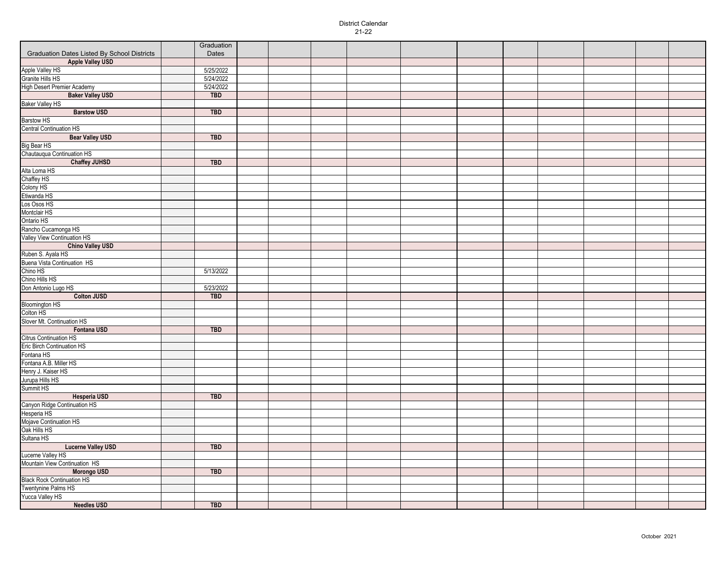District Calendar
21-22

| Graduation Dates Listed By School Districts | | Graduation Dates | | | | | | | | | | | |
|---|---|---|---|---|---|---|---|---|---|---|---|---|---|
| **Apple Valley USD** | | | | | | | | | | | | | |
| Apple Valley HS | | 5/25/2022 | | | | | | | | | | | |
| Granite Hills HS | | 5/24/2022 | | | | | | | | | | | |
| High Desert Premier Academy | | 5/24/2022 | | | | | | | | | | | |
| **Baker Valley USD** | | **TBD** | | | | | | | | | | | |
| Baker Valley HS | | | | | | | | | | | | | |
| **Barstow USD** | | **TBD** | | | | | | | | | | | |
| Barstow HS | | | | | | | | | | | | | |
| Central Continuation HS | | | | | | | | | | | | | |
| **Bear Valley USD** | | **TBD** | | | | | | | | | | | |
| Big Bear HS | | | | | | | | | | | | | |
| Chautauqua Continuation HS | | | | | | | | | | | | | |
| **Chaffey JUHSD** | | **TBD** | | | | | | | | | | | |
| Alta Loma HS | | | | | | | | | | | | | |
| Chaffey HS | | | | | | | | | | | | | |
| Colony HS | | | | | | | | | | | | | |
| Etiwanda HS | | | | | | | | | | | | | |
| Los Osos HS | | | | | | | | | | | | | |
| Montclair HS | | | | | | | | | | | | | |
| Ontario HS | | | | | | | | | | | | | |
| Rancho Cucamonga HS | | | | | | | | | | | | | |
| Valley View Continuation HS | | | | | | | | | | | | | |
| **Chino Valley USD** | | | | | | | | | | | | | |
| Ruben S. Ayala HS | | | | | | | | | | | | | |
| Buena Vista Continuation HS | | | | | | | | | | | | | |
| Chino HS | | 5/13/2022 | | | | | | | | | | | |
| Chino Hills HS | | | | | | | | | | | | | |
| Don Antonio Lugo HS | | 5/23/2022 | | | | | | | | | | | |
| **Colton JUSD** | | **TBD** | | | | | | | | | | | |
| Bloomington HS | | | | | | | | | | | | | |
| Colton HS | | | | | | | | | | | | | |
| Slover Mt. Continuation HS | | | | | | | | | | | | | |
| **Fontana USD** | | **TBD** | | | | | | | | | | | |
| Citrus Continuation HS | | | | | | | | | | | | | |
| Eric Birch Continuation HS | | | | | | | | | | | | | |
| Fontana HS | | | | | | | | | | | | | |
| Fontana A.B. Miller HS | | | | | | | | | | | | | |
| Henry J. Kaiser HS | | | | | | | | | | | | | |
| Jurupa Hills HS | | | | | | | | | | | | | |
| Summit HS | | | | | | | | | | | | | |
| **Hesperia USD** | | **TBD** | | | | | | | | | | | |
| Canyon Ridge Continuation HS | | | | | | | | | | | | | |
| Hesperia HS | | | | | | | | | | | | | |
| Mojave Continuation HS | | | | | | | | | | | | | |
| Oak Hills HS | | | | | | | | | | | | | |
| Sultana HS | | | | | | | | | | | | | |
| **Lucerne Valley USD** | | **TBD** | | | | | | | | | | | |
| Lucerne Valley HS | | | | | | | | | | | | | |
| Mountain View Continuation HS | | | | | | | | | | | | | |
| **Morongo USD** | | **TBD** | | | | | | | | | | | |
| Black Rock Continuation HS | | | | | | | | | | | | | |
| Twentynine Palms HS | | | | | | | | | | | | | |
| Yucca Valley HS | | | | | | | | | | | | | |
| **Needles USD** | | **TBD** | | | | | | | | | | | |

October 2021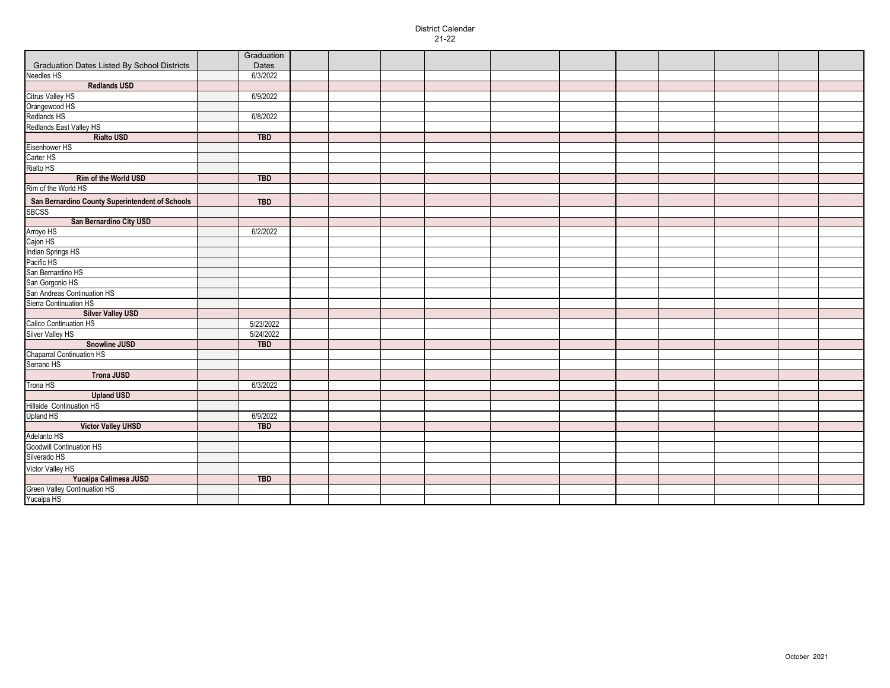District Calendar
21-22

| Graduation Dates Listed By School Districts | | Graduation Dates | | | | | | | | | | | |
|---|---|---|---|---|---|---|---|---|---|---|---|---|---|
| Needles HS | | 6/3/2022 | | | | | | | | | | | |
| **Redlands USD** | | | | | | | | | | | | | |
| Citrus Valley HS | | 6/9/2022 | | | | | | | | | | | |
| Orangewood HS | | | | | | | | | | | | | |
| Redlands HS | | 6/8/2022 | | | | | | | | | | | |
| Redlands East Valley HS | | | | | | | | | | | | | |
| **Rialto USD** | | **TBD** | | | | | | | | | | | |
| Eisenhower HS | | | | | | | | | | | | | |
| Carter HS | | | | | | | | | | | | | |
| Rialto HS | | | | | | | | | | | | | |
| **Rim of the World USD** | | **TBD** | | | | | | | | | | | |
| Rim of the World HS | | | | | | | | | | | | | |
| **San Bernardino County Superintendent of Schools** | | **TBD** | | | | | | | | | | | |
| SBCSS | | | | | | | | | | | | | |
| **San Bernardino City USD** | | | | | | | | | | | | | |
| Arroyo HS | | 6/2/2022 | | | | | | | | | | | |
| Cajon HS | | | | | | | | | | | | | |
| Indian Springs HS | | | | | | | | | | | | | |
| Pacific HS | | | | | | | | | | | | | |
| San Bernardino HS | | | | | | | | | | | | | |
| San Gorgonio HS | | | | | | | | | | | | | |
| San Andreas Continuation HS | | | | | | | | | | | | | |
| Sierra Continuation HS | | | | | | | | | | | | | |
| **Silver Valley USD** | | | | | | | | | | | | | |
| Calico Continuation HS | | 5/23/2022 | | | | | | | | | | | |
| Silver Valley HS | | 5/24/2022 | | | | | | | | | | | |
| **Snowline JUSD** | | **TBD** | | | | | | | | | | | |
| Chaparral Continuation HS | | | | | | | | | | | | | |
| Serrano HS | | | | | | | | | | | | | |
| **Trona JUSD** | | | | | | | | | | | | | |
| Trona HS | | 6/3/2022 | | | | | | | | | | | |
| **Upland USD** | | | | | | | | | | | | | |
| Hillside Continuation HS | | | | | | | | | | | | | |
| Upland HS | | 6/9/2022 | | | | | | | | | | | |
| **Victor Valley UHSD** | | **TBD** | | | | | | | | | | | |
| Adelanto HS | | | | | | | | | | | | | |
| Goodwill Continuation HS | | | | | | | | | | | | | |
| Silverado HS | | | | | | | | | | | | | |
| Victor Valley HS | | | | | | | | | | | | | |
| **Yucaipa Calimesa JUSD** | | **TBD** | | | | | | | | | | | |
| Green Valley Continuation HS | | | | | | | | | | | | | |
| Yucaipa HS | | | | | | | | | | | | | |

October 2021